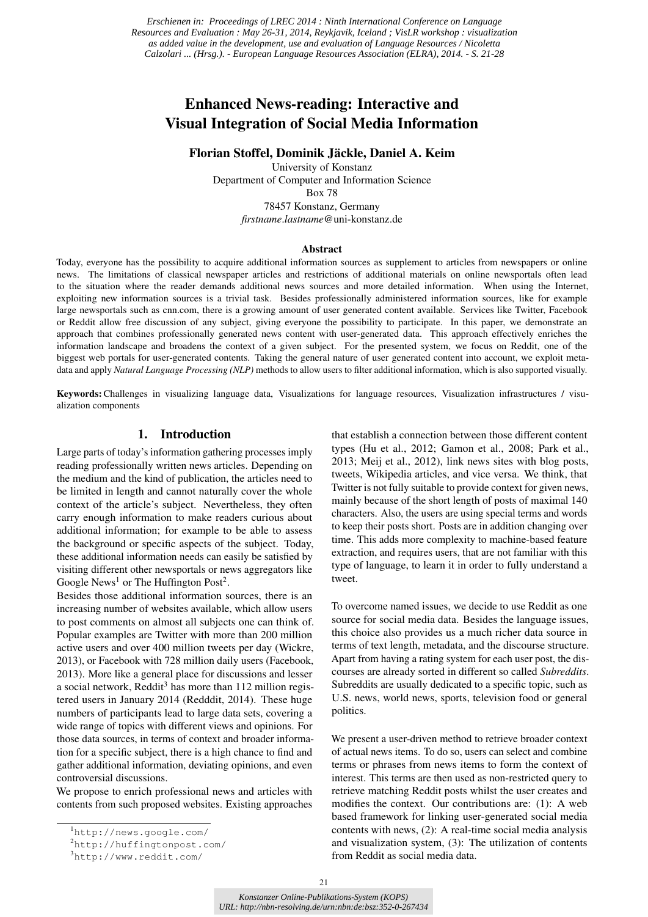*Erschienen in: Proceedings of LREC 2014 : Ninth International Conference on Language Resources and Evaluation : May 26-31, 2014, Reykjavik, Iceland ; VisLR workshop : visualization as added value in the development, use and evaluation of Language Resources / Nicoletta Calzolari ... (Hrsg.). - European Language Resources Association (ELRA), 2014. - S. 21-28*

# Enhanced News-reading: Interactive and Visual Integration of Social Media Information

**Florian Stoffel, Dominik Jäckle, Daniel A. Keim**

University of Konstanz
Department of Computer and Information Science
Box 78
78457 Konstanz, Germany
*firstname.lastname*@uni-konstanz.de

### Abstract

Today, everyone has the possibility to acquire additional information sources as supplement to articles from newspapers or online news. The limitations of classical newspaper articles and restrictions of additional materials on online newsportals often lead to the situation where the reader demands additional news sources and more detailed information. When using the Internet, exploiting new information sources is a trivial task. Besides professionally administered information sources, like for example large newsportals such as cnn.com, there is a growing amount of user generated content available. Services like Twitter, Facebook or Reddit allow free discussion of any subject, giving everyone the possibility to participate. In this paper, we demonstrate an approach that combines professionally generated news content with user-generated data. This approach effectively enriches the information landscape and broadens the context of a given subject. For the presented system, we focus on Reddit, one of the biggest web portals for user-generated contents. Taking the general nature of user generated content into account, we exploit meta-data and apply *Natural Language Processing (NLP)* methods to allow users to filter additional information, which is also supported visually.

**Keywords:** Challenges in visualizing language data, Visualizations for language resources, Visualization infrastructures / visualization components

## 1. Introduction

Large parts of today's information gathering processes imply reading professionally written news articles. Depending on the medium and the kind of publication, the articles need to be limited in length and cannot naturally cover the whole context of the article's subject. Nevertheless, they often carry enough information to make readers curious about additional information; for example to be able to assess the background or specific aspects of the subject. Today, these additional information needs can easily be satisfied by visiting different other newsportals or news aggregators like Google News[1] or The Huffington Post[2].

Besides those additional information sources, there is an increasing number of websites available, which allow users to post comments on almost all subjects one can think of. Popular examples are Twitter with more than 200 million active users and over 400 million tweets per day (Wickre, 2013), or Facebook with 728 million daily users (Facebook, 2013). More like a general place for discussions and lesser a social network, Reddit[3] has more than 112 million registered users in January 2014 (Redddit, 2014). These huge numbers of participants lead to large data sets, covering a wide range of topics with different views and opinions. For those data sources, in terms of context and broader information for a specific subject, there is a high chance to find and gather additional information, deviating opinions, and even controversial discussions.

We propose to enrich professional news and articles with contents from such proposed websites. Existing approaches that establish a connection between those different content types (Hu et al., 2012; Gamon et al., 2008; Park et al., 2013; Meij et al., 2012), link news sites with blog posts, tweets, Wikipedia articles, and vice versa. We think, that Twitter is not fully suitable to provide context for given news, mainly because of the short length of posts of maximal 140 characters. Also, the users are using special terms and words to keep their posts short. Posts are in addition changing over time. This adds more complexity to machine-based feature extraction, and requires users, that are not familiar with this type of language, to learn it in order to fully understand a tweet.

To overcome named issues, we decide to use Reddit as one source for social media data. Besides the language issues, this choice also provides us a much richer data source in terms of text length, metadata, and the discourse structure. Apart from having a rating system for each user post, the discourses are already sorted in different so called *Subreddits*. Subreddits are usually dedicated to a specific topic, such as U.S. news, world news, sports, television food or general politics.

We present a user-driven method to retrieve broader context of actual news items. To do so, users can select and combine terms or phrases from news items to form the context of interest. This terms are then used as non-restricted query to retrieve matching Reddit posts whilst the user creates and modifies the context. Our contributions are: (1): A web based framework for linking user-generated social media contents with news, (2): A real-time social media analysis and visualization system, (3): The utilization of contents from Reddit as social media data.

[1] `http://news.google.com/`
[2] `http://huffingtonpost.com/`
[3] `http://www.reddit.com/`

*Konstanzer Online-Publikations-System (KOPS)*
*URL: http://nbn-resolving.de/urn:nbn:de:bsz:352-0-267434*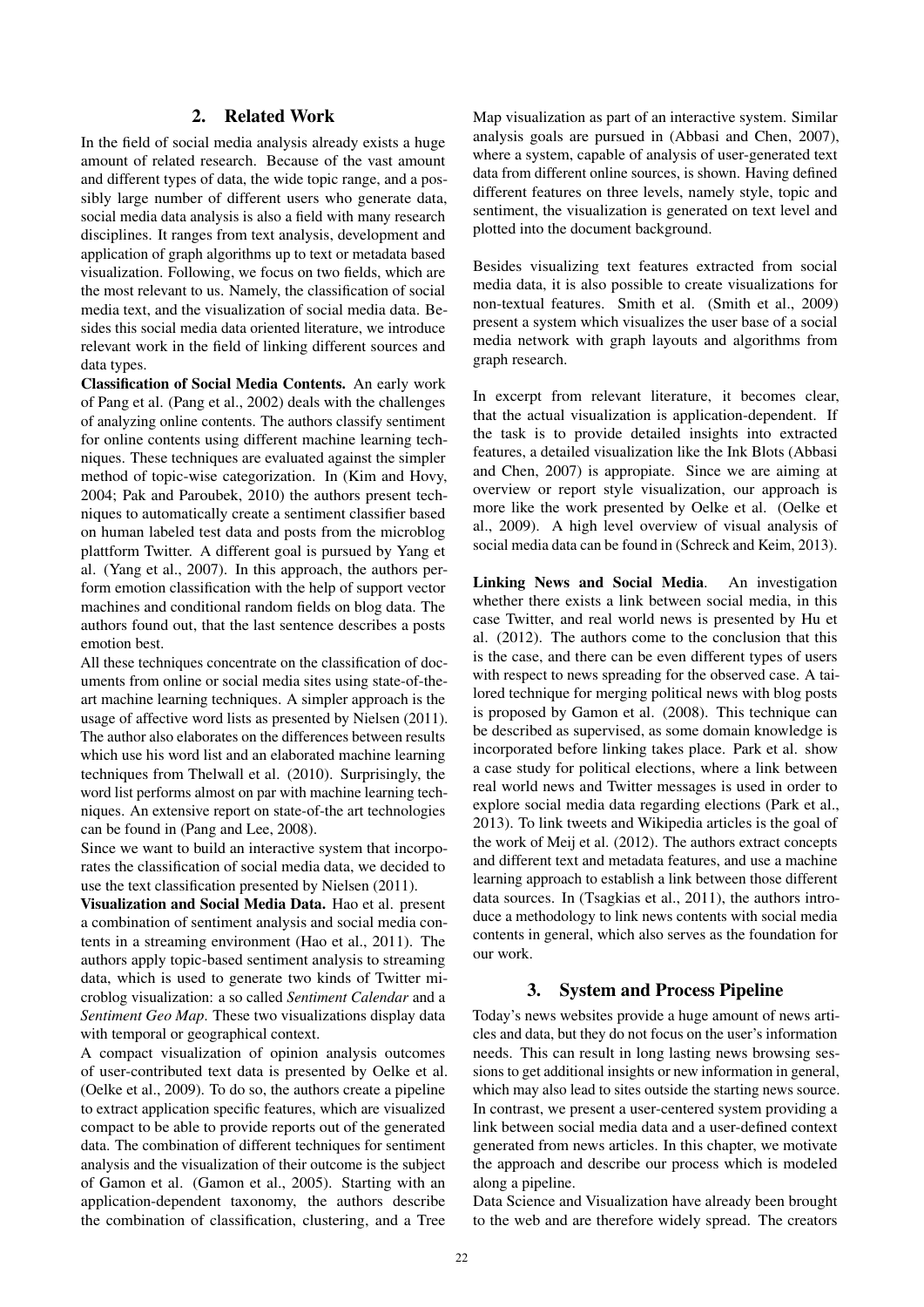## 2. Related Work

In the field of social media analysis already exists a huge amount of related research. Because of the vast amount and different types of data, the wide topic range, and a possibly large number of different users who generate data, social media data analysis is also a field with many research disciplines. It ranges from text analysis, development and application of graph algorithms up to text or metadata based visualization. Following, we focus on two fields, which are the most relevant to us. Namely, the classification of social media text, and the visualization of social media data. Besides this social media data oriented literature, we introduce relevant work in the field of linking different sources and data types.

**Classification of Social Media Contents.** An early work of Pang et al. (Pang et al., 2002) deals with the challenges of analyzing online contents. The authors classify sentiment for online contents using different machine learning techniques. These techniques are evaluated against the simpler method of topic-wise categorization. In (Kim and Hovy, 2004; Pak and Paroubek, 2010) the authors present techniques to automatically create a sentiment classifier based on human labeled test data and posts from the microblog plattform Twitter. A different goal is pursued by Yang et al. (Yang et al., 2007). In this approach, the authors perform emotion classification with the help of support vector machines and conditional random fields on blog data. The authors found out, that the last sentence describes a posts emotion best.

All these techniques concentrate on the classification of documents from online or social media sites using state-of-the-art machine learning techniques. A simpler approach is the usage of affective word lists as presented by Nielsen (2011). The author also elaborates on the differences between results which use his word list and an elaborated machine learning techniques from Thelwall et al. (2010). Surprisingly, the word list performs almost on par with machine learning techniques. An extensive report on state-of-the art technologies can be found in (Pang and Lee, 2008).

Since we want to build an interactive system that incorporates the classification of social media data, we decided to use the text classification presented by Nielsen (2011).

**Visualization and Social Media Data.** Hao et al. present a combination of sentiment analysis and social media contents in a streaming environment (Hao et al., 2011). The authors apply topic-based sentiment analysis to streaming data, which is used to generate two kinds of Twitter microblog visualization: a so called *Sentiment Calendar* and a *Sentiment Geo Map*. These two visualizations display data with temporal or geographical context.

A compact visualization of opinion analysis outcomes of user-contributed text data is presented by Oelke et al. (Oelke et al., 2009). To do so, the authors create a pipeline to extract application specific features, which are visualized compact to be able to provide reports out of the generated data. The combination of different techniques for sentiment analysis and the visualization of their outcome is the subject of Gamon et al. (Gamon et al., 2005). Starting with an application-dependent taxonomy, the authors describe the combination of classification, clustering, and a Tree Map visualization as part of an interactive system. Similar analysis goals are pursued in (Abbasi and Chen, 2007), where a system, capable of analysis of user-generated text data from different online sources, is shown. Having defined different features on three levels, namely style, topic and sentiment, the visualization is generated on text level and plotted into the document background.

Besides visualizing text features extracted from social media data, it is also possible to create visualizations for non-textual features. Smith et al. (Smith et al., 2009) present a system which visualizes the user base of a social media network with graph layouts and algorithms from graph research.

In excerpt from relevant literature, it becomes clear, that the actual visualization is application-dependent. If the task is to provide detailed insights into extracted features, a detailed visualization like the Ink Blots (Abbasi and Chen, 2007) is appropiate. Since we are aiming at overview or report style visualization, our approach is more like the work presented by Oelke et al. (Oelke et al., 2009). A high level overview of visual analysis of social media data can be found in (Schreck and Keim, 2013).

**Linking News and Social Media**. An investigation whether there exists a link between social media, in this case Twitter, and real world news is presented by Hu et al. (2012). The authors come to the conclusion that this is the case, and there can be even different types of users with respect to news spreading for the observed case. A tailored technique for merging political news with blog posts is proposed by Gamon et al. (2008). This technique can be described as supervised, as some domain knowledge is incorporated before linking takes place. Park et al. show a case study for political elections, where a link between real world news and Twitter messages is used in order to explore social media data regarding elections (Park et al., 2013). To link tweets and Wikipedia articles is the goal of the work of Meij et al. (2012). The authors extract concepts and different text and metadata features, and use a machine learning approach to establish a link between those different data sources. In (Tsagkias et al., 2011), the authors introduce a methodology to link news contents with social media contents in general, which also serves as the foundation for our work.

## 3. System and Process Pipeline

Today's news websites provide a huge amount of news articles and data, but they do not focus on the user's information needs. This can result in long lasting news browsing sessions to get additional insights or new information in general, which may also lead to sites outside the starting news source. In contrast, we present a user-centered system providing a link between social media data and a user-defined context generated from news articles. In this chapter, we motivate the approach and describe our process which is modeled along a pipeline.

Data Science and Visualization have already been brought to the web and are therefore widely spread. The creators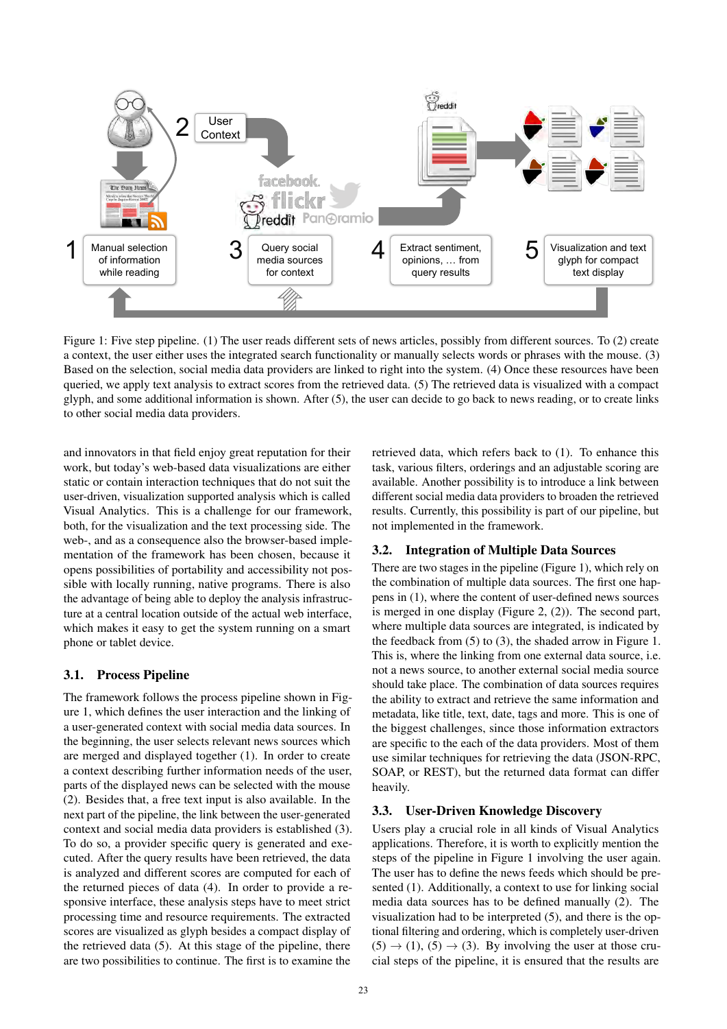Figure 1: Five step pipeline. (1) The user reads different sets of news articles, possibly from different sources. To (2) create a context, the user either uses the integrated search functionality or manually selects words or phrases with the mouse. (3) Based on the selection, social media data providers are linked to right into the system. (4) Once these resources have been queried, we apply text analysis to extract scores from the retrieved data. (5) The retrieved data is visualized with a compact glyph, and some additional information is shown. After (5), the user can decide to go back to news reading, or to create links to other social media data providers.

and innovators in that field enjoy great reputation for their work, but today's web-based data visualizations are either static or contain interaction techniques that do not suit the user-driven, visualization supported analysis which is called Visual Analytics. This is a challenge for our framework, both, for the visualization and the text processing side. The web-, and as a consequence also the browser-based implementation of the framework has been chosen, because it opens possibilities of portability and accessibility not possible with locally running, native programs. There is also the advantage of being able to deploy the analysis infrastructure at a central location outside of the actual web interface, which makes it easy to get the system running on a smart phone or tablet device.

### 3.1. Process Pipeline

The framework follows the process pipeline shown in Figure 1, which defines the user interaction and the linking of a user-generated context with social media data sources. In the beginning, the user selects relevant news sources which are merged and displayed together (1). In order to create a context describing further information needs of the user, parts of the displayed news can be selected with the mouse (2). Besides that, a free text input is also available. In the next part of the pipeline, the link between the user-generated context and social media data providers is established (3). To do so, a provider specific query is generated and executed. After the query results have been retrieved, the data is analyzed and different scores are computed for each of the returned pieces of data (4). In order to provide a responsive interface, these analysis steps have to meet strict processing time and resource requirements. The extracted scores are visualized as glyph besides a compact display of the retrieved data (5). At this stage of the pipeline, there are two possibilities to continue. The first is to examine the retrieved data, which refers back to (1). To enhance this task, various filters, orderings and an adjustable scoring are available. Another possibility is to introduce a link between different social media data providers to broaden the retrieved results. Currently, this possibility is part of our pipeline, but not implemented in the framework.

### 3.2. Integration of Multiple Data Sources

There are two stages in the pipeline (Figure 1), which rely on the combination of multiple data sources. The first one happens in (1), where the content of user-defined news sources is merged in one display (Figure 2, (2)). The second part, where multiple data sources are integrated, is indicated by the feedback from (5) to (3), the shaded arrow in Figure 1. This is, where the linking from one external data source, i.e. not a news source, to another external social media source should take place. The combination of data sources requires the ability to extract and retrieve the same information and metadata, like title, text, date, tags and more. This is one of the biggest challenges, since those information extractors are specific to the each of the data providers. Most of them use similar techniques for retrieving the data (JSON-RPC, SOAP, or REST), but the returned data format can differ heavily.

### 3.3. User-Driven Knowledge Discovery

Users play a crucial role in all kinds of Visual Analytics applications. Therefore, it is worth to explicitly mention the steps of the pipeline in Figure 1 involving the user again. The user has to define the news feeds which should be presented (1). Additionally, a context to use for linking social media data sources has to be defined manually (2). The visualization had to be interpreted (5), and there is the optional filtering and ordering, which is completely user-driven (5) → (1), (5) → (3). By involving the user at those crucial steps of the pipeline, it is ensured that the results are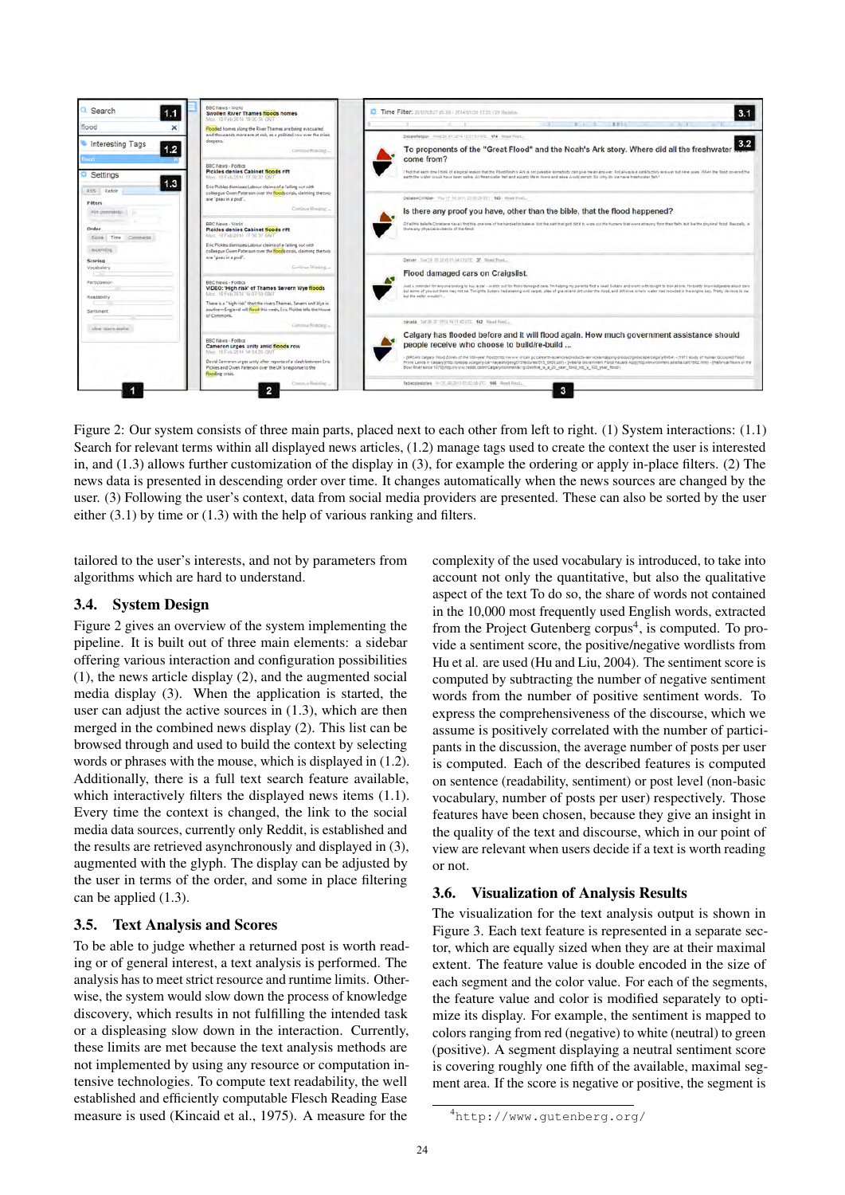Figure 2: Our system consists of three main parts, placed next to each other from left to right. (1) System interactions: (1.1) Search for relevant terms within all displayed news articles, (1.2) manage tags used to create the context the user is interested in, and (1.3) allows further customization of the display in (3), for example the ordering or apply in-place filters. (2) The news data is presented in descending order over time. It changes automatically when the news sources are changed by the user. (3) Following the user's context, data from social media providers are presented. These can also be sorted by the user either (3.1) by time or (1.3) with the help of various ranking and filters.

tailored to the user's interests, and not by parameters from algorithms which are hard to understand.

### 3.4. System Design

Figure 2 gives an overview of the system implementing the pipeline. It is built out of three main elements: a sidebar offering various interaction and configuration possibilities (1), the news article display (2), and the augmented social media display (3). When the application is started, the user can adjust the active sources in (1.3), which are then merged in the combined news display (2). This list can be browsed through and used to build the context by selecting words or phrases with the mouse, which is displayed in (1.2). Additionally, there is a full text search feature available, which interactively filters the displayed news items (1.1). Every time the context is changed, the link to the social media data sources, currently only Reddit, is established and the results are retrieved asynchronously and displayed in (3), augmented with the glyph. The display can be adjusted by the user in terms of the order, and some in place filtering can be applied (1.3).

### 3.5. Text Analysis and Scores

To be able to judge whether a returned post is worth reading or of general interest, a text analysis is performed. The analysis has to meet strict resource and runtime limits. Otherwise, the system would slow down the process of knowledge discovery, which results in not fulfilling the intended task or a displeasing slow down in the interaction. Currently, these limits are met because the text analysis methods are not implemented by using any resource or computation intensive technologies. To compute text readability, the well established and efficiently computable Flesch Reading Ease measure is used (Kincaid et al., 1975). A measure for the complexity of the used vocabulary is introduced, to take into account not only the quantitative, but also the qualitative aspect of the text To do so, the share of words not contained in the 10,000 most frequently used English words, extracted from the Project Gutenberg corpus[4], is computed. To provide a sentiment score, the positive/negative wordlists from Hu et al. are used (Hu and Liu, 2004). The sentiment score is computed by subtracting the number of negative sentiment words from the number of positive sentiment words. To express the comprehensiveness of the discourse, which we assume is positively correlated with the number of participants in the discussion, the average number of posts per user is computed. Each of the described features is computed on sentence (readability, sentiment) or post level (non-basic vocabulary, number of posts per user) respectively. Those features have been chosen, because they give an insight in the quality of the text and discourse, which in our point of view are relevant when users decide if a text is worth reading or not.

### 3.6. Visualization of Analysis Results

The visualization for the text analysis output is shown in Figure 3. Each text feature is represented in a separate sector, which are equally sized when they are at their maximal extent. The feature value is double encoded in the size of each segment and the color value. For each of the segments, the feature value and color is modified separately to optimize its display. For example, the sentiment is mapped to colors ranging from red (negative) to white (neutral) to green (positive). A segment displaying a neutral sentiment score is covering roughly one fifth of the available, maximal segment area. If the score is negative or positive, the segment is

[4] http://www.gutenberg.org/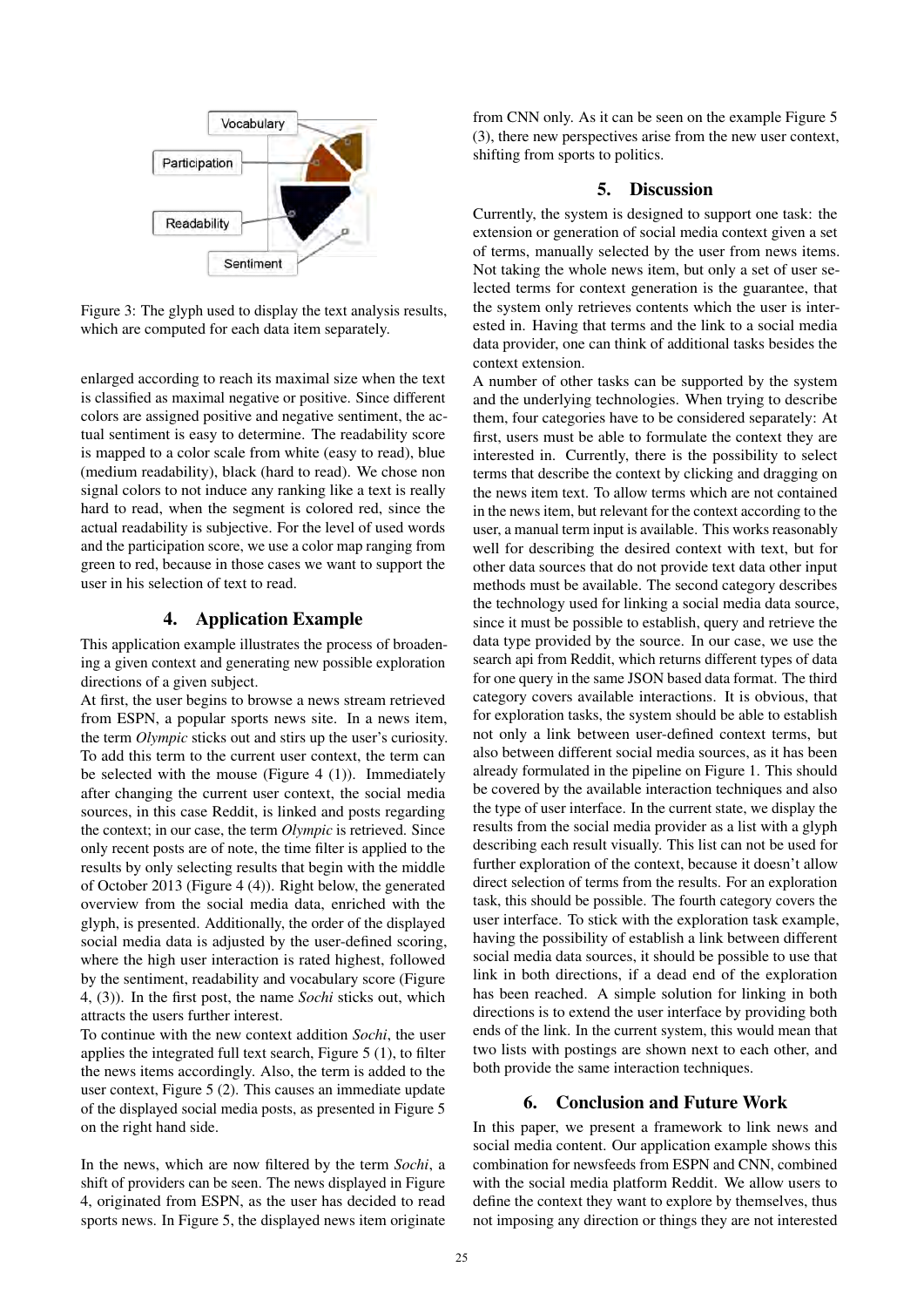Figure 3: The glyph used to display the text analysis results, which are computed for each data item separately.

enlarged according to reach its maximal size when the text is classified as maximal negative or positive. Since different colors are assigned positive and negative sentiment, the actual sentiment is easy to determine. The readability score is mapped to a color scale from white (easy to read), blue (medium readability), black (hard to read). We chose non signal colors to not induce any ranking like a text is really hard to read, when the segment is colored red, since the actual readability is subjective. For the level of used words and the participation score, we use a color map ranging from green to red, because in those cases we want to support the user in his selection of text to read.

## 4. Application Example

This application example illustrates the process of broadening a given context and generating new possible exploration directions of a given subject.

At first, the user begins to browse a news stream retrieved from ESPN, a popular sports news site. In a news item, the term *Olympic* sticks out and stirs up the user's curiosity. To add this term to the current user context, the term can be selected with the mouse (Figure 4 (1)). Immediately after changing the current user context, the social media sources, in this case Reddit, is linked and posts regarding the context; in our case, the term *Olympic* is retrieved. Since only recent posts are of note, the time filter is applied to the results by only selecting results that begin with the middle of October 2013 (Figure 4 (4)). Right below, the generated overview from the social media data, enriched with the glyph, is presented. Additionally, the order of the displayed social media data is adjusted by the user-defined scoring, where the high user interaction is rated highest, followed by the sentiment, readability and vocabulary score (Figure 4, (3)). In the first post, the name *Sochi* sticks out, which attracts the users further interest.

To continue with the new context addition *Sochi*, the user applies the integrated full text search, Figure 5 (1), to filter the news items accordingly. Also, the term is added to the user context, Figure 5 (2). This causes an immediate update of the displayed social media posts, as presented in Figure 5 on the right hand side.

In the news, which are now filtered by the term *Sochi*, a shift of providers can be seen. The news displayed in Figure 4, originated from ESPN, as the user has decided to read sports news. In Figure 5, the displayed news item originate from CNN only. As it can be seen on the example Figure 5 (3), there new perspectives arise from the new user context, shifting from sports to politics.

## 5. Discussion

Currently, the system is designed to support one task: the extension or generation of social media context given a set of terms, manually selected by the user from news items. Not taking the whole news item, but only a set of user selected terms for context generation is the guarantee, that the system only retrieves contents which the user is interested in. Having that terms and the link to a social media data provider, one can think of additional tasks besides the context extension.

A number of other tasks can be supported by the system and the underlying technologies. When trying to describe them, four categories have to be considered separately: At first, users must be able to formulate the context they are interested in. Currently, there is the possibility to select terms that describe the context by clicking and dragging on the news item text. To allow terms which are not contained in the news item, but relevant for the context according to the user, a manual term input is available. This works reasonably well for describing the desired context with text, but for other data sources that do not provide text data other input methods must be available. The second category describes the technology used for linking a social media data source, since it must be possible to establish, query and retrieve the data type provided by the source. In our case, we use the search api from Reddit, which returns different types of data for one query in the same JSON based data format. The third category covers available interactions. It is obvious, that for exploration tasks, the system should be able to establish not only a link between user-defined context terms, but also between different social media sources, as it has been already formulated in the pipeline on Figure 1. This should be covered by the available interaction techniques and also the type of user interface. In the current state, we display the results from the social media provider as a list with a glyph describing each result visually. This list can not be used for further exploration of the context, because it doesn't allow direct selection of terms from the results. For an exploration task, this should be possible. The fourth category covers the user interface. To stick with the exploration task example, having the possibility of establish a link between different social media data sources, it should be possible to use that link in both directions, if a dead end of the exploration has been reached. A simple solution for linking in both directions is to extend the user interface by providing both ends of the link. In the current system, this would mean that two lists with postings are shown next to each other, and both provide the same interaction techniques.

## 6. Conclusion and Future Work

In this paper, we present a framework to link news and social media content. Our application example shows this combination for newsfeeds from ESPN and CNN, combined with the social media platform Reddit. We allow users to define the context they want to explore by themselves, thus not imposing any direction or things they are not interested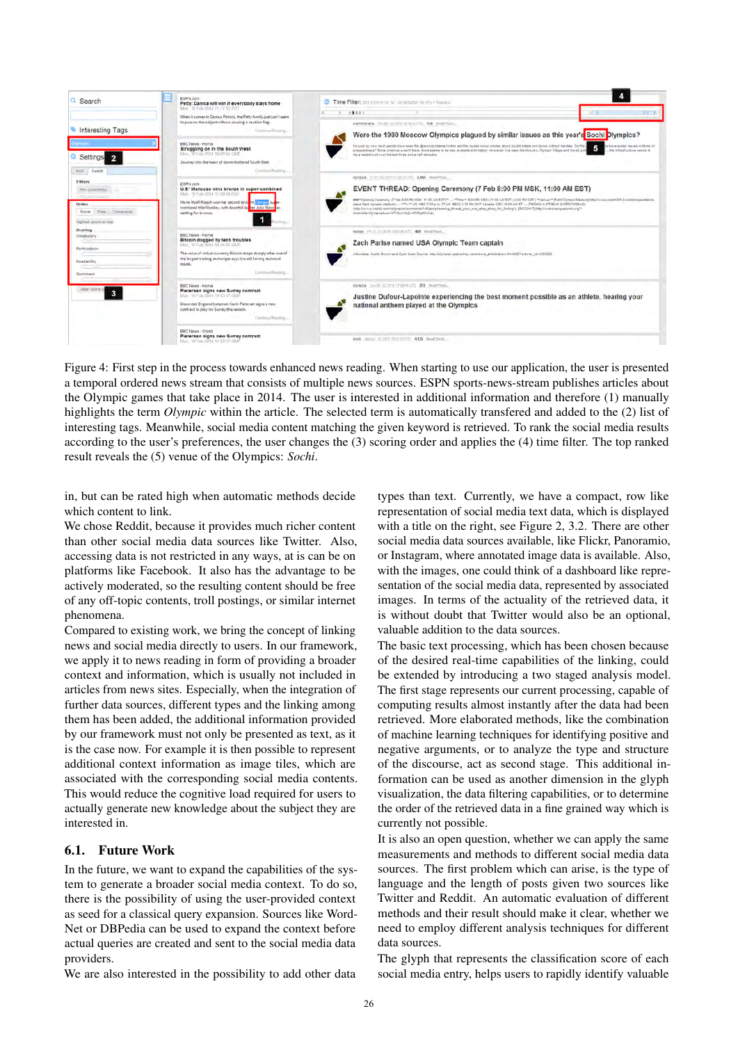Figure 4: First step in the process towards enhanced news reading. When starting to use our application, the user is presented a temporal ordered news stream that consists of multiple news sources. ESPN sports-news-stream publishes articles about the Olympic games that take place in 2014. The user is interested in additional information and therefore (1) manually highlights the term *Olympic* within the article. The selected term is automatically transfered and added to the (2) list of interesting tags. Meanwhile, social media content matching the given keyword is retrieved. To rank the social media results according to the user's preferences, the user changes the (3) scoring order and applies the (4) time filter. The top ranked result reveals the (5) venue of the Olympics: *Sochi*.

in, but can be rated high when automatic methods decide which content to link.

We chose Reddit, because it provides much richer content than other social media data sources like Twitter. Also, accessing data is not restricted in any ways, at is can be on platforms like Facebook. It also has the advantage to be actively moderated, so the resulting content should be free of any off-topic contents, troll postings, or similar internet phenomena.

Compared to existing work, we bring the concept of linking news and social media directly to users. In our framework, we apply it to news reading in form of providing a broader context and information, which is usually not included in articles from news sites. Especially, when the integration of further data sources, different types and the linking among them has been added, the additional information provided by our framework must not only be presented as text, as it is the case now. For example it is then possible to represent additional context information as image tiles, which are associated with the corresponding social media contents. This would reduce the cognitive load required for users to actually generate new knowledge about the subject they are interested in.

## 6.1. Future Work

In the future, we want to expand the capabilities of the system to generate a broader social media context. To do so, there is the possibility of using the user-provided context as seed for a classical query expansion. Sources like WordNet or DBPedia can be used to expand the context before actual queries are created and sent to the social media data providers.

We are also interested in the possibility to add other data types than text. Currently, we have a compact, row like representation of social media text data, which is displayed with a title on the right, see Figure 2, 3.2. There are other social media data sources available, like Flickr, Panoramio, or Instagram, where annotated image data is available. Also, with the images, one could think of a dashboard like representation of the social media data, represented by associated images. In terms of the actuality of the retrieved data, it is without doubt that Twitter would also be an optional, valuable addition to the data sources.

The basic text processing, which has been chosen because of the desired real-time capabilities of the linking, could be extended by introducing a two staged analysis model. The first stage represents our current processing, capable of computing results almost instantly after the data had been retrieved. More elaborated methods, like the combination of machine learning techniques for identifying positive and negative arguments, or to analyze the type and structure of the discourse, act as second stage. This additional information can be used as another dimension in the glyph visualization, the data filtering capabilities, or to determine the order of the retrieved data in a fine grained way which is currently not possible.

It is also an open question, whether we can apply the same measurements and methods to different social media data sources. The first problem which can arise, is the type of language and the length of posts given two sources like Twitter and Reddit. An automatic evaluation of different methods and their result should make it clear, whether we need to employ different analysis techniques for different data sources.

The glyph that represents the classification score of each social media entry, helps users to rapidly identify valuable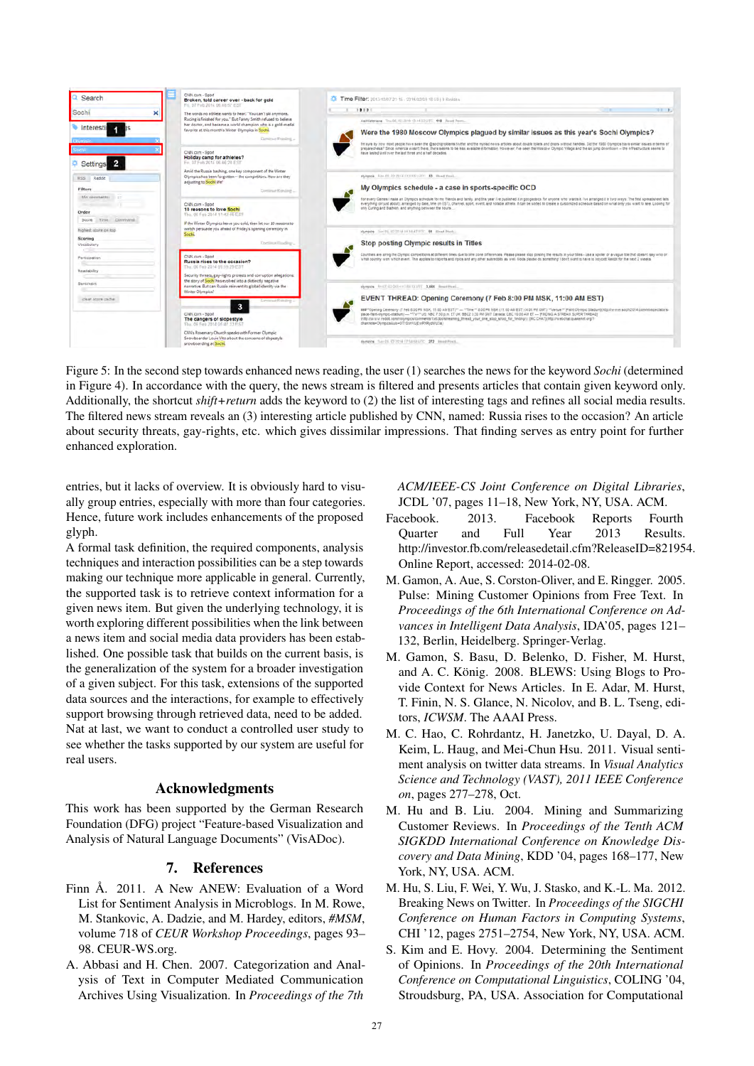Figure 5: In the second step towards enhanced news reading, the user (1) searches the news for the keyword *Sochi* (determined in Figure 4). In accordance with the query, the news stream is filtered and presents articles that contain given keyword only. Additionally, the shortcut *shift+return* adds the keyword to (2) the list of interesting tags and refines all social media results. The filtered news stream reveals an (3) interesting article published by CNN, named: Russia rises to the occasion? An article about security threats, gay-rights, etc. which gives dissimilar impressions. That finding serves as entry point for further enhanced exploration.

entries, but it lacks of overview. It is obviously hard to visually group entries, especially with more than four categories. Hence, future work includes enhancements of the proposed glyph.

A formal task definition, the required components, analysis techniques and interaction possibilities can be a step towards making our technique more applicable in general. Currently, the supported task is to retrieve context information for a given news item. But given the underlying technology, it is worth exploring different possibilities when the link between a news item and social media data providers has been established. One possible task that builds on the current basis, is the generalization of the system for a broader investigation of a given subject. For this task, extensions of the supported data sources and the interactions, for example to effectively support browsing through retrieved data, need to be added. Nat at last, we want to conduct a controlled user study to see whether the tasks supported by our system are useful for real users.

## Acknowledgments

This work has been supported by the German Research Foundation (DFG) project "Feature-based Visualization and Analysis of Natural Language Documents" (VisADoc).

## 7. References

Finn Å. 2011. A New ANEW: Evaluation of a Word List for Sentiment Analysis in Microblogs. In M. Rowe, M. Stankovic, A. Dadzie, and M. Hardey, editors, *#MSM*, volume 718 of *CEUR Workshop Proceedings*, pages 93–98. CEUR-WS.org.

A. Abbasi and H. Chen. 2007. Categorization and Analysis of Text in Computer Mediated Communication Archives Using Visualization. In *Proceedings of the 7th ACM/IEEE-CS Joint Conference on Digital Libraries*, JCDL '07, pages 11–18, New York, NY, USA. ACM.

Facebook. 2013. Facebook Reports Fourth Quarter and Full Year 2013 Results. http://investor.fb.com/releasedetail.cfm?ReleaseID=821954. Online Report, accessed: 2014-02-08.

M. Gamon, A. Aue, S. Corston-Oliver, and E. Ringger. 2005. Pulse: Mining Customer Opinions from Free Text. In *Proceedings of the 6th International Conference on Advances in Intelligent Data Analysis*, IDA'05, pages 121–132, Berlin, Heidelberg. Springer-Verlag.

M. Gamon, S. Basu, D. Belenko, D. Fisher, M. Hurst, and A. C. König. 2008. BLEWS: Using Blogs to Provide Context for News Articles. In E. Adar, M. Hurst, T. Finin, N. S. Glance, N. Nicolov, and B. L. Tseng, editors, *ICWSM*. The AAAI Press.

M. C. Hao, C. Rohrdantz, H. Janetzko, U. Dayal, D. A. Keim, L. Haug, and Mei-Chun Hsu. 2011. Visual sentiment analysis on twitter data streams. In *Visual Analytics Science and Technology (VAST), 2011 IEEE Conference on*, pages 277–278, Oct.

M. Hu and B. Liu. 2004. Mining and Summarizing Customer Reviews. In *Proceedings of the Tenth ACM SIGKDD International Conference on Knowledge Discovery and Data Mining*, KDD '04, pages 168–177, New York, NY, USA. ACM.

M. Hu, S. Liu, F. Wei, Y. Wu, J. Stasko, and K.-L. Ma. 2012. Breaking News on Twitter. In *Proceedings of the SIGCHI Conference on Human Factors in Computing Systems*, CHI '12, pages 2751–2754, New York, NY, USA. ACM.

S. Kim and E. Hovy. 2004. Determining the Sentiment of Opinions. In *Proceedings of the 20th International Conference on Computational Linguistics*, COLING '04, Stroudsburg, PA, USA. Association for Computational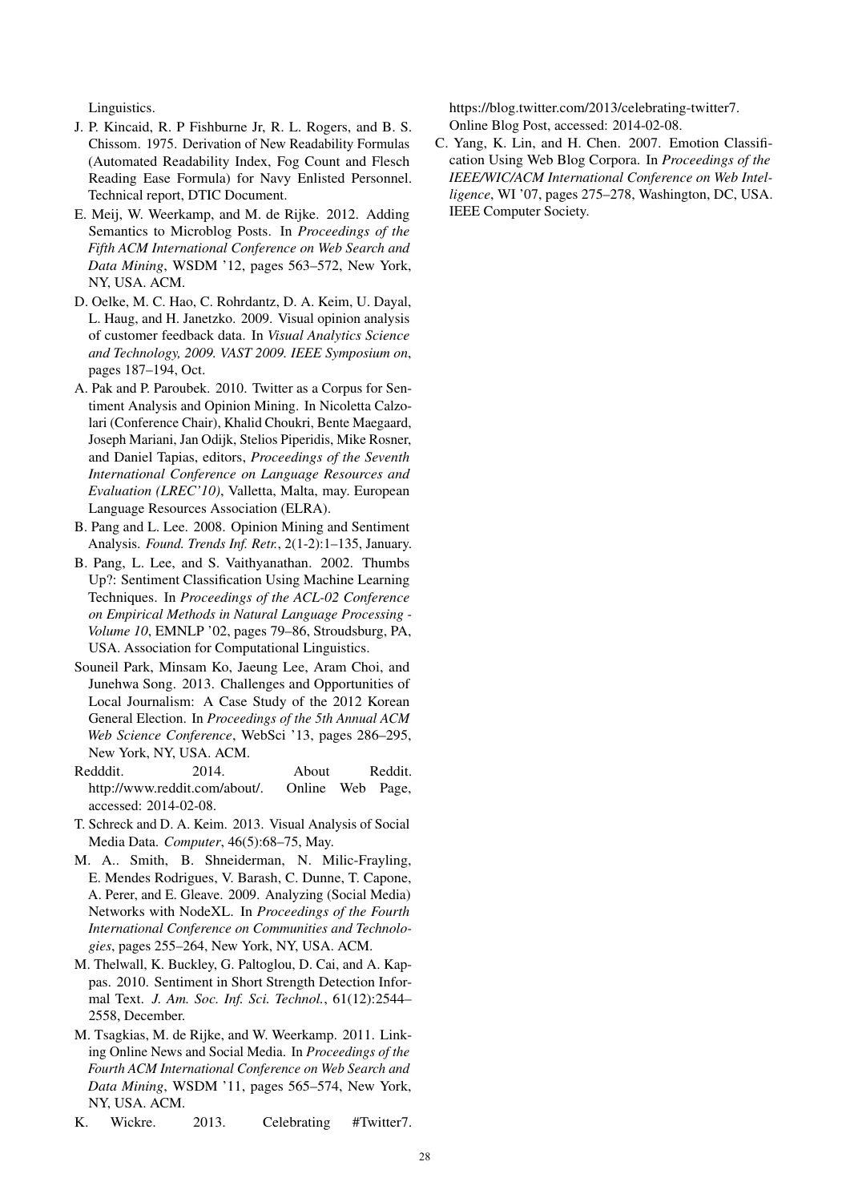Linguistics.

J. P. Kincaid, R. P Fishburne Jr, R. L. Rogers, and B. S. Chissom. 1975. Derivation of New Readability Formulas (Automated Readability Index, Fog Count and Flesch Reading Ease Formula) for Navy Enlisted Personnel. Technical report, DTIC Document.

E. Meij, W. Weerkamp, and M. de Rijke. 2012. Adding Semantics to Microblog Posts. In *Proceedings of the Fifth ACM International Conference on Web Search and Data Mining*, WSDM '12, pages 563–572, New York, NY, USA. ACM.

D. Oelke, M. C. Hao, C. Rohrdantz, D. A. Keim, U. Dayal, L. Haug, and H. Janetzko. 2009. Visual opinion analysis of customer feedback data. In *Visual Analytics Science and Technology, 2009. VAST 2009. IEEE Symposium on*, pages 187–194, Oct.

A. Pak and P. Paroubek. 2010. Twitter as a Corpus for Sentiment Analysis and Opinion Mining. In Nicoletta Calzolari (Conference Chair), Khalid Choukri, Bente Maegaard, Joseph Mariani, Jan Odijk, Stelios Piperidis, Mike Rosner, and Daniel Tapias, editors, *Proceedings of the Seventh International Conference on Language Resources and Evaluation (LREC'10)*, Valletta, Malta, may. European Language Resources Association (ELRA).

B. Pang and L. Lee. 2008. Opinion Mining and Sentiment Analysis. *Found. Trends Inf. Retr.*, 2(1-2):1–135, January.

B. Pang, L. Lee, and S. Vaithyanathan. 2002. Thumbs Up?: Sentiment Classification Using Machine Learning Techniques. In *Proceedings of the ACL-02 Conference on Empirical Methods in Natural Language Processing - Volume 10*, EMNLP '02, pages 79–86, Stroudsburg, PA, USA. Association for Computational Linguistics.

Souneil Park, Minsam Ko, Jaeung Lee, Aram Choi, and Junehwa Song. 2013. Challenges and Opportunities of Local Journalism: A Case Study of the 2012 Korean General Election. In *Proceedings of the 5th Annual ACM Web Science Conference*, WebSci '13, pages 286–295, New York, NY, USA. ACM.

Redddit. 2014. About Reddit. http://www.reddit.com/about/. Online Web Page, accessed: 2014-02-08.

T. Schreck and D. A. Keim. 2013. Visual Analysis of Social Media Data. *Computer*, 46(5):68–75, May.

M. A.. Smith, B. Shneiderman, N. Milic-Frayling, E. Mendes Rodrigues, V. Barash, C. Dunne, T. Capone, A. Perer, and E. Gleave. 2009. Analyzing (Social Media) Networks with NodeXL. In *Proceedings of the Fourth International Conference on Communities and Technologies*, pages 255–264, New York, NY, USA. ACM.

M. Thelwall, K. Buckley, G. Paltoglou, D. Cai, and A. Kappas. 2010. Sentiment in Short Strength Detection Informal Text. *J. Am. Soc. Inf. Sci. Technol.*, 61(12):2544–2558, December.

M. Tsagkias, M. de Rijke, and W. Weerkamp. 2011. Linking Online News and Social Media. In *Proceedings of the Fourth ACM International Conference on Web Search and Data Mining*, WSDM '11, pages 565–574, New York, NY, USA. ACM.

K. Wickre. 2013. Celebrating #Twitter7. https://blog.twitter.com/2013/celebrating-twitter7. Online Blog Post, accessed: 2014-02-08.

C. Yang, K. Lin, and H. Chen. 2007. Emotion Classification Using Web Blog Corpora. In *Proceedings of the IEEE/WIC/ACM International Conference on Web Intelligence*, WI '07, pages 275–278, Washington, DC, USA. IEEE Computer Society.